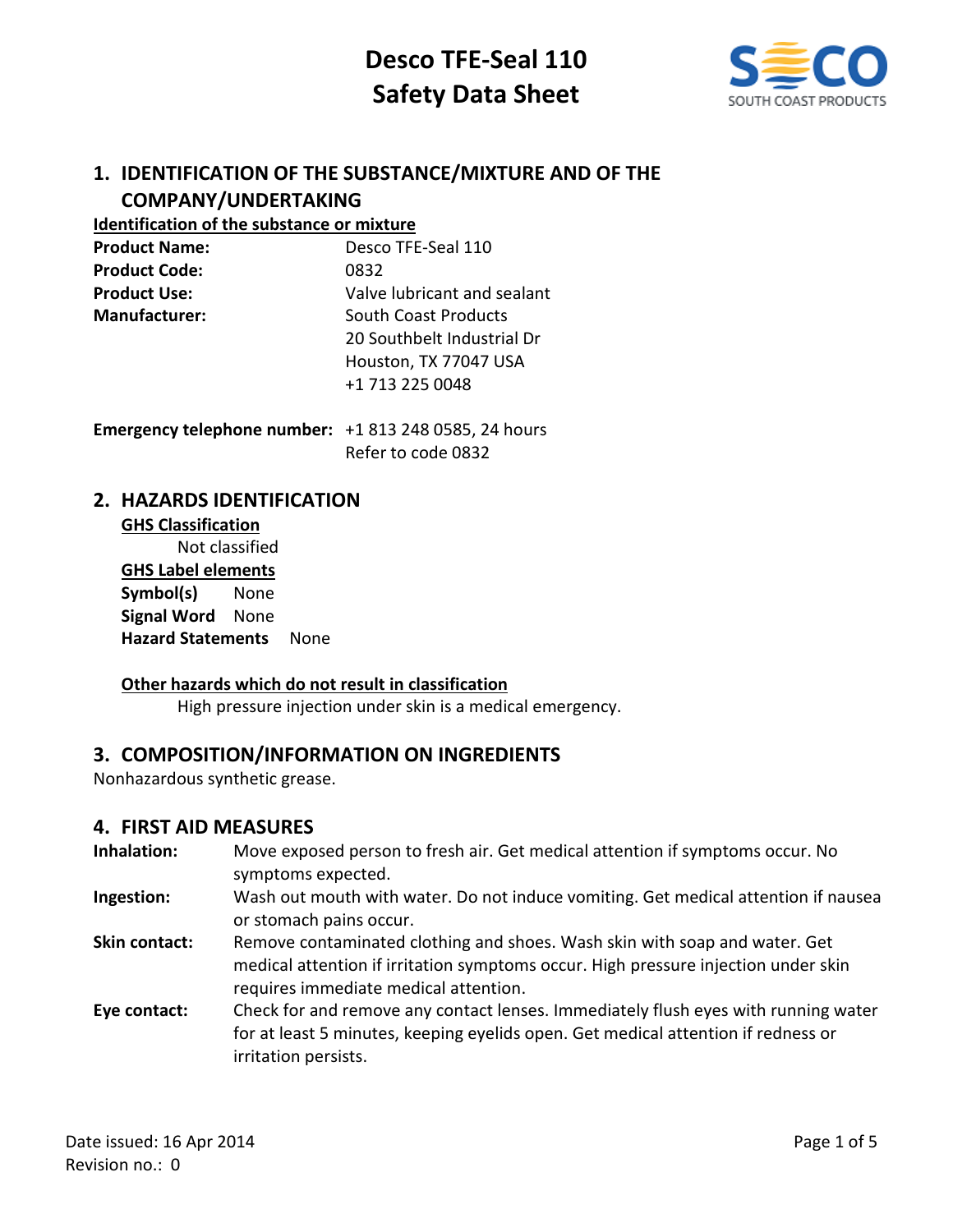# Desco TFE-Seal 110
# Safety Data Sheet

## 1. IDENTIFICATION OF THE SUBSTANCE/MIXTURE AND OF THE COMPANY/UNDERTAKING

**Identification of the substance or mixture**

**Product Name:** Desco TFE-Seal 110
**Product Code:** 0832
**Product Use:** Valve lubricant and sealant
**Manufacturer:** South Coast Products
20 Southbelt Industrial Dr
Houston, TX 77047 USA
+1 713 225 0048

**Emergency telephone number:** +1 813 248 0585, 24 hours
Refer to code 0832

## 2. HAZARDS IDENTIFICATION

**GHS Classification**

Not classified

**GHS Label elements**

**Symbol(s)** None
**Signal Word** None
**Hazard Statements** None

**Other hazards which do not result in classification**

High pressure injection under skin is a medical emergency.

## 3. COMPOSITION/INFORMATION ON INGREDIENTS

Nonhazardous synthetic grease.

## 4. FIRST AID MEASURES

**Inhalation:** Move exposed person to fresh air. Get medical attention if symptoms occur. No symptoms expected.

**Ingestion:** Wash out mouth with water. Do not induce vomiting. Get medical attention if nausea or stomach pains occur.

**Skin contact:** Remove contaminated clothing and shoes. Wash skin with soap and water. Get medical attention if irritation symptoms occur. High pressure injection under skin requires immediate medical attention.

**Eye contact:** Check for and remove any contact lenses. Immediately flush eyes with running water for at least 5 minutes, keeping eyelids open. Get medical attention if redness or irritation persists.

Date issued: 16 Apr 2014
Revision no.: 0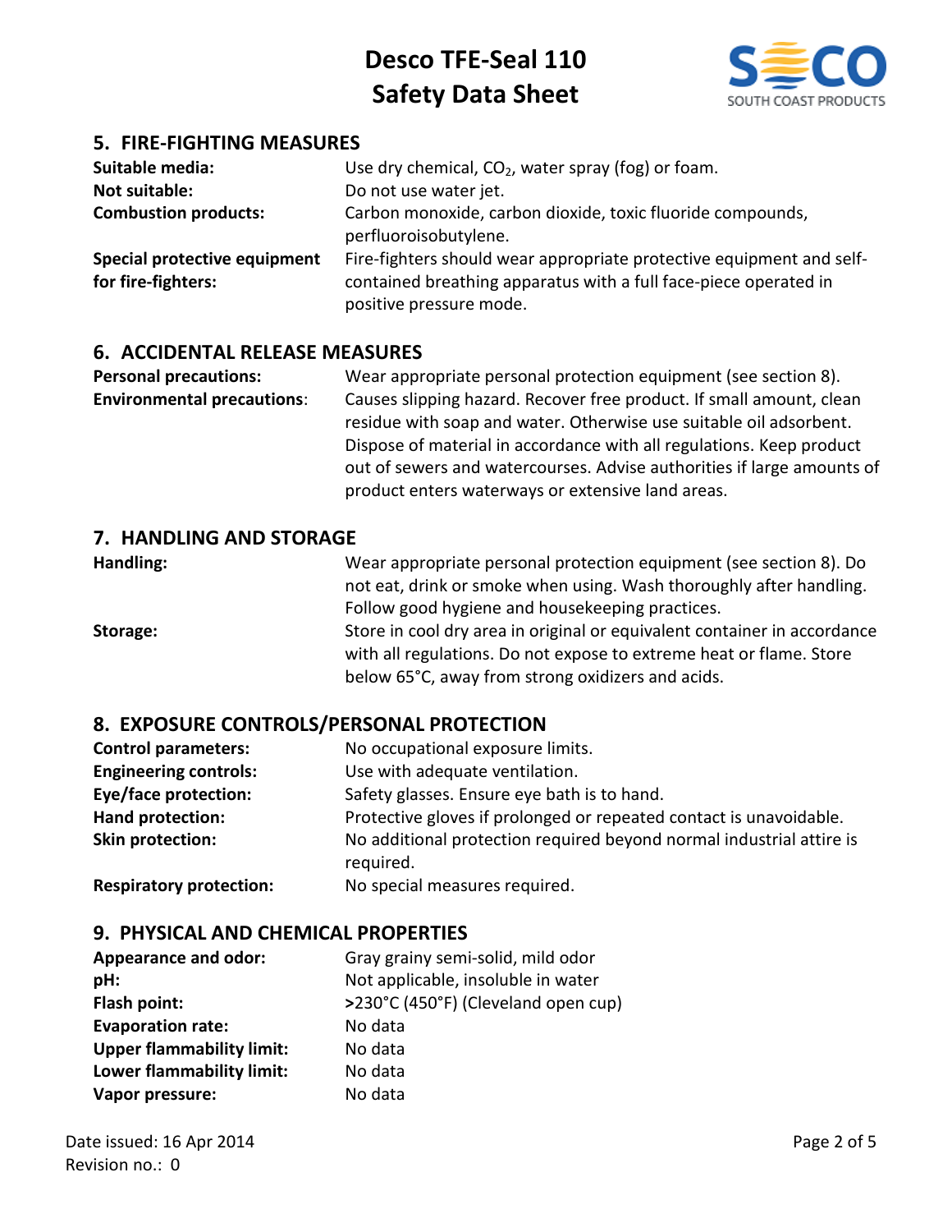## 5. FIRE-FIGHTING MEASURES

| | |
|---|---|
| **Suitable media:** | Use dry chemical, $CO_2$, water spray (fog) or foam. |
| **Not suitable:** | Do not use water jet. |
| **Combustion products:** | Carbon monoxide, carbon dioxide, toxic fluoride compounds, perfluoroisobutylene. |
| **Special protective equipment for fire-fighters:** | Fire-fighters should wear appropriate protective equipment and self-contained breathing apparatus with a full face-piece operated in positive pressure mode. |

## 6. ACCIDENTAL RELEASE MEASURES

| | |
|---|---|
| **Personal precautions:** | Wear appropriate personal protection equipment (see section 8). |
| **Environmental precautions**: | Causes slipping hazard. Recover free product. If small amount, clean residue with soap and water. Otherwise use suitable oil adsorbent. Dispose of material in accordance with all regulations. Keep product out of sewers and watercourses. Advise authorities if large amounts of product enters waterways or extensive land areas. |

## 7. HANDLING AND STORAGE

| | |
|---|---|
| **Handling:** | Wear appropriate personal protection equipment (see section 8). Do not eat, drink or smoke when using. Wash thoroughly after handling. Follow good hygiene and housekeeping practices. |
| **Storage:** | Store in cool dry area in original or equivalent container in accordance with all regulations. Do not expose to extreme heat or flame. Store below 65°C, away from strong oxidizers and acids. |

## 8. EXPOSURE CONTROLS/PERSONAL PROTECTION

| | |
|---|---|
| **Control parameters:** | No occupational exposure limits. |
| **Engineering controls:** | Use with adequate ventilation. |
| **Eye/face protection:** | Safety glasses. Ensure eye bath is to hand. |
| **Hand protection:** | Protective gloves if prolonged or repeated contact is unavoidable. |
| **Skin protection:** | No additional protection required beyond normal industrial attire is required. |
| **Respiratory protection:** | No special measures required. |

## 9. PHYSICAL AND CHEMICAL PROPERTIES

| | |
|---|---|
| **Appearance and odor:** | Gray grainy semi-solid, mild odor |
| **pH:** | Not applicable, insoluble in water |
| **Flash point:** | >230°C (450°F) (Cleveland open cup) |
| **Evaporation rate:** | No data |
| **Upper flammability limit:** | No data |
| **Lower flammability limit:** | No data |
| **Vapor pressure:** | No data |

Date issued: 16 Apr 2014
Revision no.: 0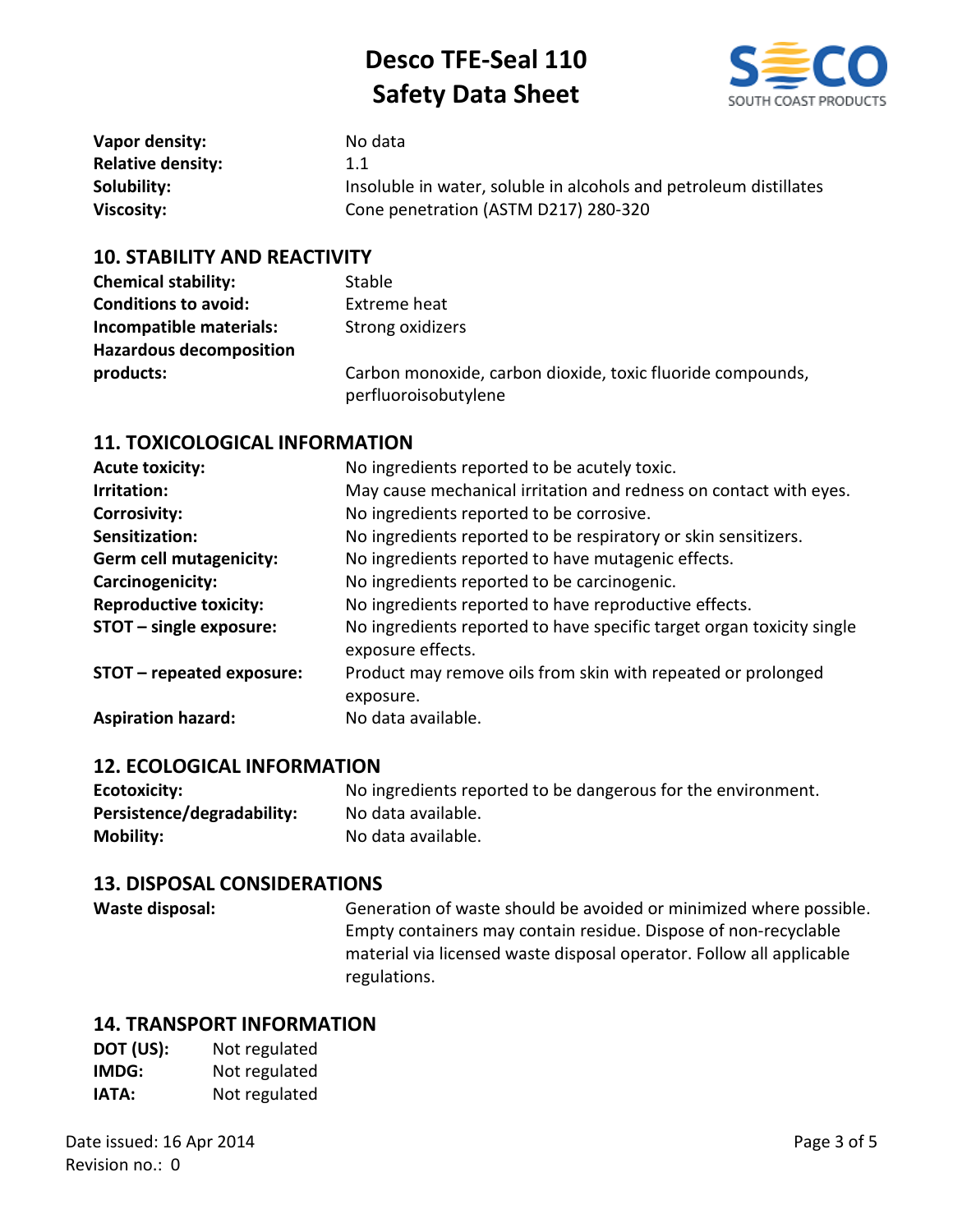**Vapor density:** No data
**Relative density:** 1.1
**Solubility:** Insoluble in water, soluble in alcohols and petroleum distillates
**Viscosity:** Cone penetration (ASTM D217) 280-320

## 10. STABILITY AND REACTIVITY

**Chemical stability:** Stable
**Conditions to avoid:** Extreme heat
**Incompatible materials:** Strong oxidizers
**Hazardous decomposition products:** Carbon monoxide, carbon dioxide, toxic fluoride compounds, perfluoroisobutylene

## 11. TOXICOLOGICAL INFORMATION

**Acute toxicity:** No ingredients reported to be acutely toxic.
**Irritation:** May cause mechanical irritation and redness on contact with eyes.
**Corrosivity:** No ingredients reported to be corrosive.
**Sensitization:** No ingredients reported to be respiratory or skin sensitizers.
**Germ cell mutagenicity:** No ingredients reported to have mutagenic effects.
**Carcinogenicity:** No ingredients reported to be carcinogenic.
**Reproductive toxicity:** No ingredients reported to have reproductive effects.
**STOT – single exposure:** No ingredients reported to have specific target organ toxicity single exposure effects.
**STOT – repeated exposure:** Product may remove oils from skin with repeated or prolonged exposure.
**Aspiration hazard:** No data available.

## 12. ECOLOGICAL INFORMATION

**Ecotoxicity:** No ingredients reported to be dangerous for the environment.
**Persistence/degradability:** No data available.
**Mobility:** No data available.

## 13. DISPOSAL CONSIDERATIONS

**Waste disposal:** Generation of waste should be avoided or minimized where possible. Empty containers may contain residue. Dispose of non-recyclable material via licensed waste disposal operator. Follow all applicable regulations.

## 14. TRANSPORT INFORMATION

**DOT (US):** Not regulated
**IMDG:** Not regulated
**IATA:** Not regulated

Date issued: 16 Apr 2014
Revision no.: 0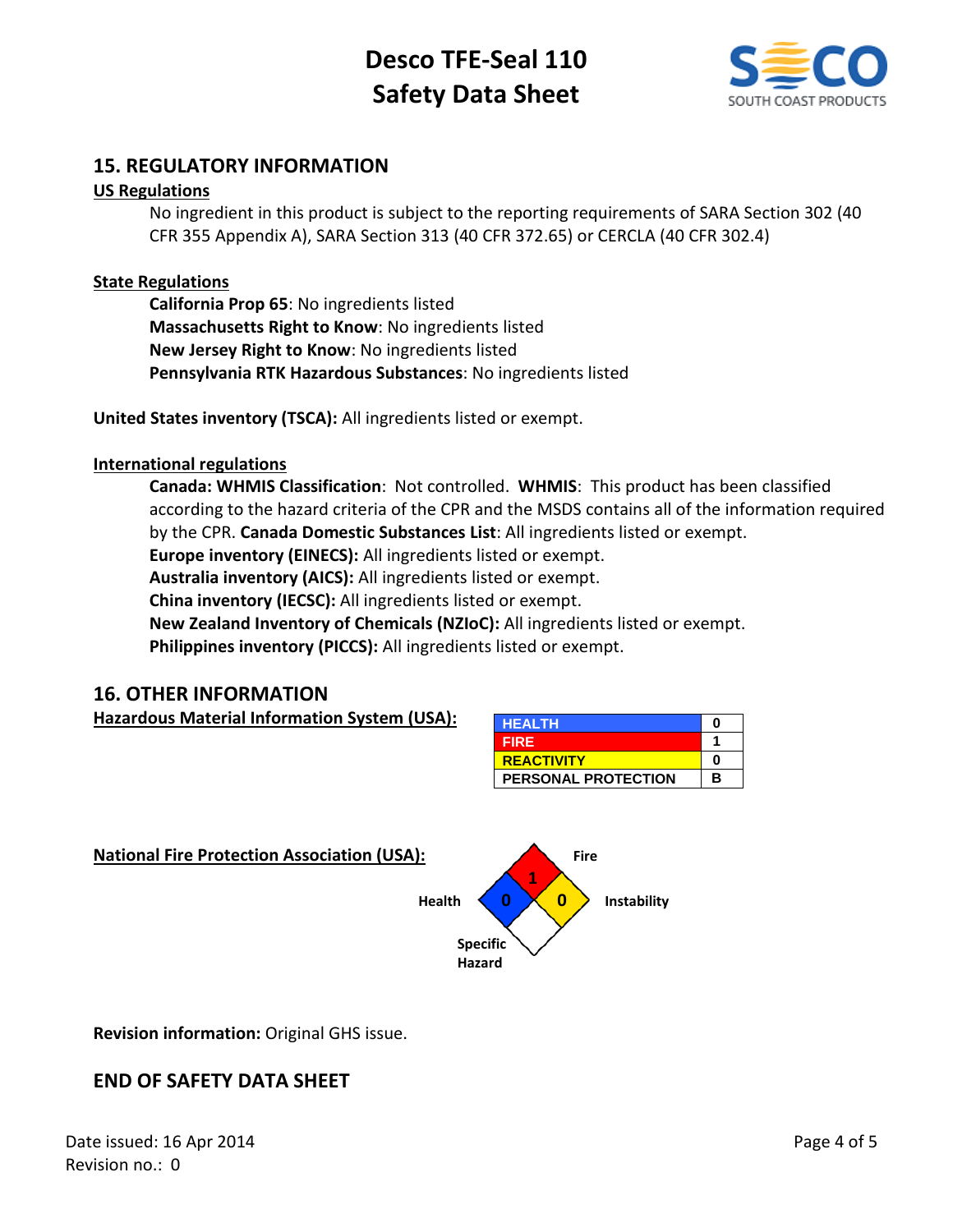## 15. REGULATORY INFORMATION

**US Regulations**

No ingredient in this product is subject to the reporting requirements of SARA Section 302 (40 CFR 355 Appendix A), SARA Section 313 (40 CFR 372.65) or CERCLA (40 CFR 302.4)

**State Regulations**

**California Prop 65**: No ingredients listed
**Massachusetts Right to Know**: No ingredients listed
**New Jersey Right to Know**: No ingredients listed
**Pennsylvania RTK Hazardous Substances**: No ingredients listed

**United States inventory (TSCA):** All ingredients listed or exempt.

**International regulations**

**Canada: WHMIS Classification**: Not controlled. **WHMIS**: This product has been classified according to the hazard criteria of the CPR and the MSDS contains all of the information required by the CPR. **Canada Domestic Substances List**: All ingredients listed or exempt.
**Europe inventory (EINECS):** All ingredients listed or exempt.
**Australia inventory (AICS):** All ingredients listed or exempt.
**China inventory (IECSC):** All ingredients listed or exempt.
**New Zealand Inventory of Chemicals (NZIoC):** All ingredients listed or exempt.
**Philippines inventory (PICCS):** All ingredients listed or exempt.

## 16. OTHER INFORMATION

**Hazardous Material Information System (USA):**

| Category | Rating |
|---|---|
| HEALTH | 0 |
| FIRE | 1 |
| REACTIVITY | 0 |
| PERSONAL PROTECTION | B |

**National Fire Protection Association (USA):**

| Category | Rating |
|---|---|
| Health | 0 |
| Fire | 1 |
| Instability | 0 |
| Specific Hazard | |

**Revision information:** Original GHS issue.

## END OF SAFETY DATA SHEET

Date issued: 16 Apr 2014
Revision no.: 0